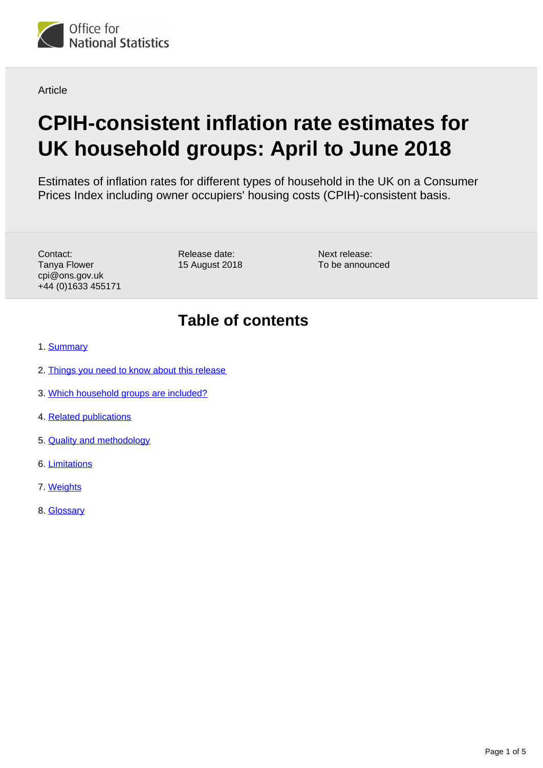Office for National Statistics

Article

# CPIH-consistent inflation rate estimates for UK household groups: April to June 2018

Estimates of inflation rates for different types of household in the UK on a Consumer Prices Index including owner occupiers' housing costs (CPIH)-consistent basis.

Contact:
Tanya Flower
cpi@ons.gov.uk
+44 (0)1633 455171

Release date:
15 August 2018

Next release:
To be announced

## Table of contents

1. Summary
2. Things you need to know about this release
3. Which household groups are included?
4. Related publications
5. Quality and methodology
6. Limitations
7. Weights
8. Glossary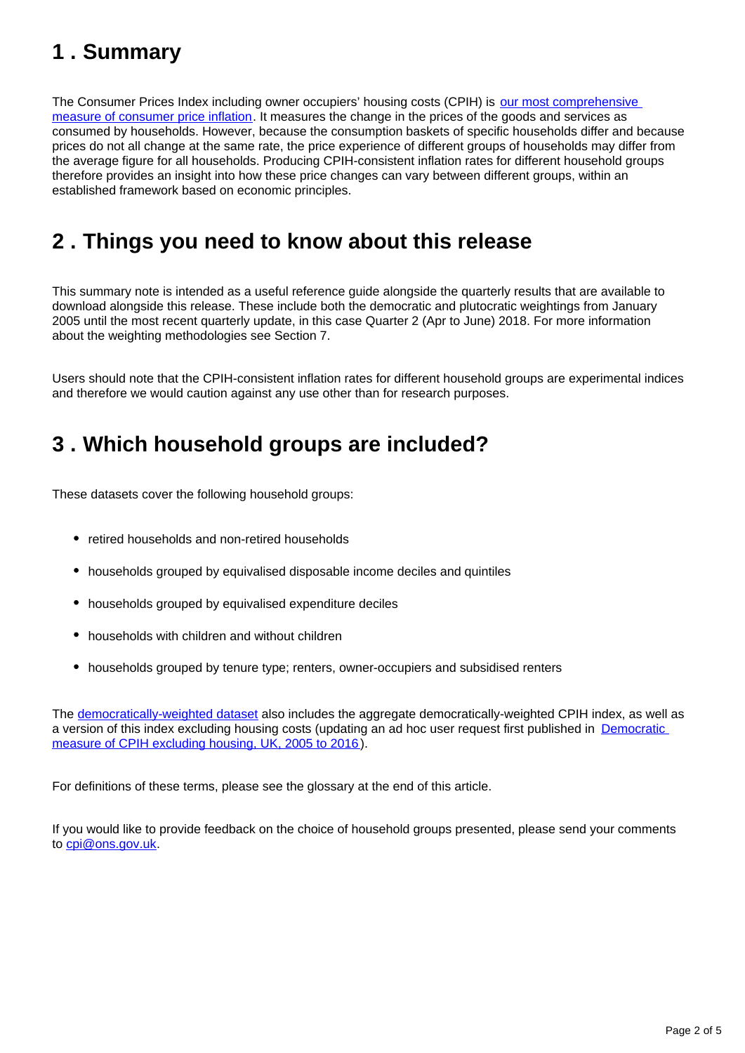## 1 . Summary

The Consumer Prices Index including owner occupiers' housing costs (CPIH) is [our most comprehensive measure of consumer price inflation](). It measures the change in the prices of the goods and services as consumed by households. However, because the consumption baskets of specific households differ and because prices do not all change at the same rate, the price experience of different groups of households may differ from the average figure for all households. Producing CPIH-consistent inflation rates for different household groups therefore provides an insight into how these price changes can vary between different groups, within an established framework based on economic principles.

## 2 . Things you need to know about this release

This summary note is intended as a useful reference guide alongside the quarterly results that are available to download alongside this release. These include both the democratic and plutocratic weightings from January 2005 until the most recent quarterly update, in this case Quarter 2 (Apr to June) 2018. For more information about the weighting methodologies see Section 7.

Users should note that the CPIH-consistent inflation rates for different household groups are experimental indices and therefore we would caution against any use other than for research purposes.

## 3 . Which household groups are included?

These datasets cover the following household groups:

- retired households and non-retired households
- households grouped by equivalised disposable income deciles and quintiles
- households grouped by equivalised expenditure deciles
- households with children and without children
- households grouped by tenure type; renters, owner-occupiers and subsidised renters

The [democratically-weighted dataset]() also includes the aggregate democratically-weighted CPIH index, as well as a version of this index excluding housing costs (updating an ad hoc user request first published in [Democratic measure of CPIH excluding housing, UK, 2005 to 2016]()).

For definitions of these terms, please see the glossary at the end of this article.

If you would like to provide feedback on the choice of household groups presented, please send your comments to [cpi@ons.gov.uk]().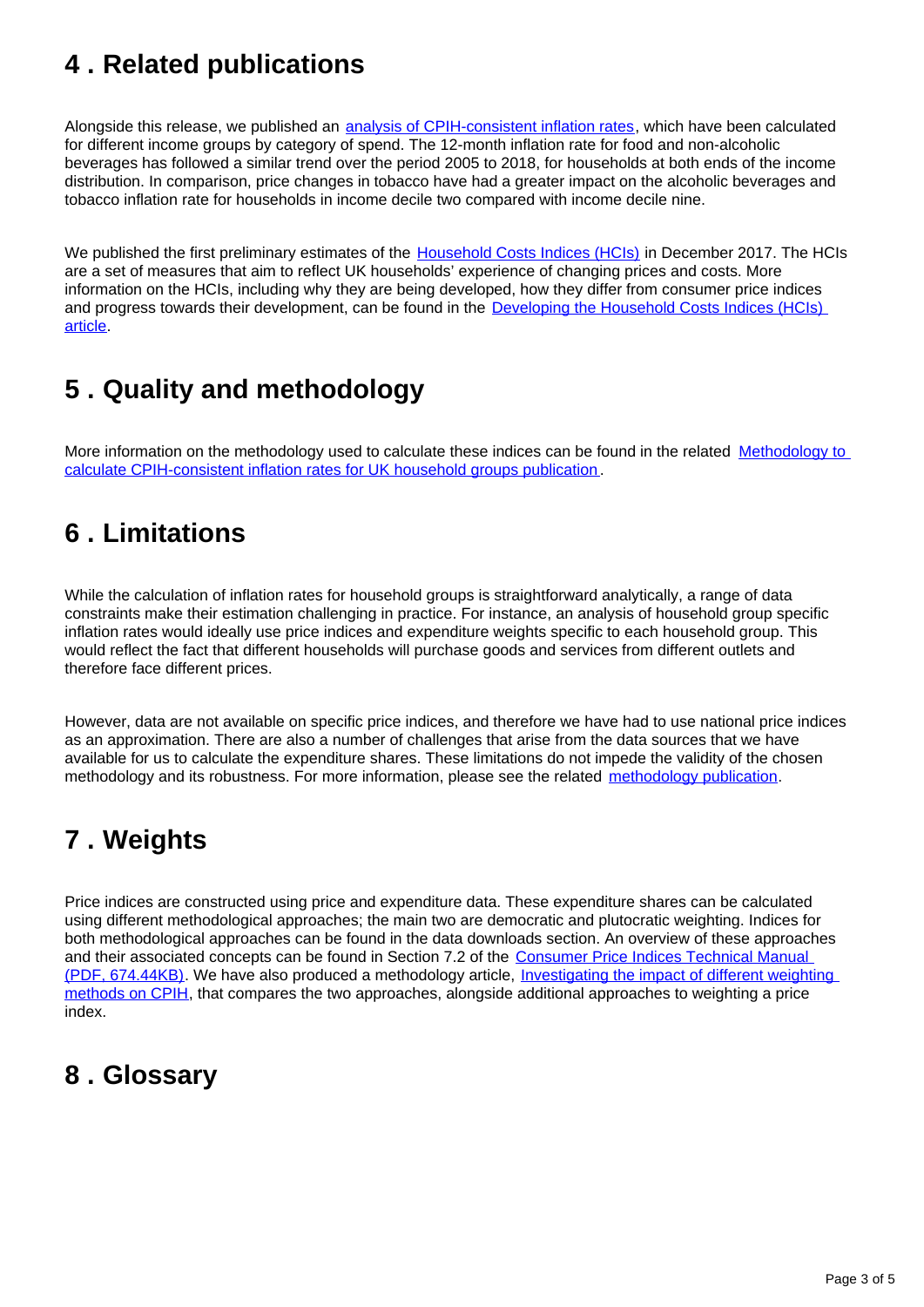## 4 . Related publications

Alongside this release, we published an analysis of CPIH-consistent inflation rates, which have been calculated for different income groups by category of spend. The 12-month inflation rate for food and non-alcoholic beverages has followed a similar trend over the period 2005 to 2018, for households at both ends of the income distribution. In comparison, price changes in tobacco have had a greater impact on the alcoholic beverages and tobacco inflation rate for households in income decile two compared with income decile nine.

We published the first preliminary estimates of the Household Costs Indices (HCIs) in December 2017. The HCIs are a set of measures that aim to reflect UK households' experience of changing prices and costs. More information on the HCIs, including why they are being developed, how they differ from consumer price indices and progress towards their development, can be found in the Developing the Household Costs Indices (HCIs) article.

## 5 . Quality and methodology

More information on the methodology used to calculate these indices can be found in the related Methodology to calculate CPIH-consistent inflation rates for UK household groups publication.

## 6 . Limitations

While the calculation of inflation rates for household groups is straightforward analytically, a range of data constraints make their estimation challenging in practice. For instance, an analysis of household group specific inflation rates would ideally use price indices and expenditure weights specific to each household group. This would reflect the fact that different households will purchase goods and services from different outlets and therefore face different prices.

However, data are not available on specific price indices, and therefore we have had to use national price indices as an approximation. There are also a number of challenges that arise from the data sources that we have available for us to calculate the expenditure shares. These limitations do not impede the validity of the chosen methodology and its robustness. For more information, please see the related methodology publication.

## 7 . Weights

Price indices are constructed using price and expenditure data. These expenditure shares can be calculated using different methodological approaches; the main two are democratic and plutocratic weighting. Indices for both methodological approaches can be found in the data downloads section. An overview of these approaches and their associated concepts can be found in Section 7.2 of the Consumer Price Indices Technical Manual (PDF, 674.44KB). We have also produced a methodology article, Investigating the impact of different weighting methods on CPIH, that compares the two approaches, alongside additional approaches to weighting a price index.

## 8 . Glossary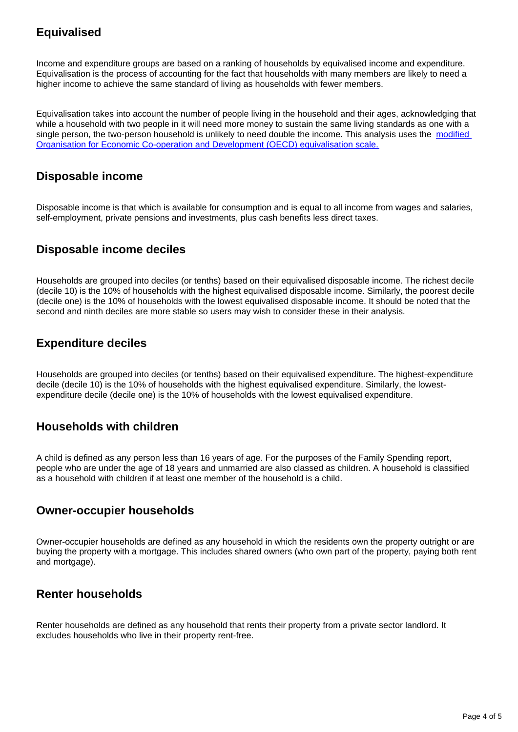### Equivalised

Income and expenditure groups are based on a ranking of households by equivalised income and expenditure. Equivalisation is the process of accounting for the fact that households with many members are likely to need a higher income to achieve the same standard of living as households with fewer members.

Equivalisation takes into account the number of people living in the household and their ages, acknowledging that while a household with two people in it will need more money to sustain the same living standards as one with a single person, the two-person household is unlikely to need double the income. This analysis uses the [modified Organisation for Economic Co-operation and Development (OECD) equivalisation scale.]()

### Disposable income

Disposable income is that which is available for consumption and is equal to all income from wages and salaries, self-employment, private pensions and investments, plus cash benefits less direct taxes.

### Disposable income deciles

Households are grouped into deciles (or tenths) based on their equivalised disposable income. The richest decile (decile 10) is the 10% of households with the highest equivalised disposable income. Similarly, the poorest decile (decile one) is the 10% of households with the lowest equivalised disposable income. It should be noted that the second and ninth deciles are more stable so users may wish to consider these in their analysis.

### Expenditure deciles

Households are grouped into deciles (or tenths) based on their equivalised expenditure. The highest-expenditure decile (decile 10) is the 10% of households with the highest equivalised expenditure. Similarly, the lowest-expenditure decile (decile one) is the 10% of households with the lowest equivalised expenditure.

### Households with children

A child is defined as any person less than 16 years of age. For the purposes of the Family Spending report, people who are under the age of 18 years and unmarried are also classed as children. A household is classified as a household with children if at least one member of the household is a child.

### Owner-occupier households

Owner-occupier households are defined as any household in which the residents own the property outright or are buying the property with a mortgage. This includes shared owners (who own part of the property, paying both rent and mortgage).

### Renter households

Renter households are defined as any household that rents their property from a private sector landlord. It excludes households who live in their property rent-free.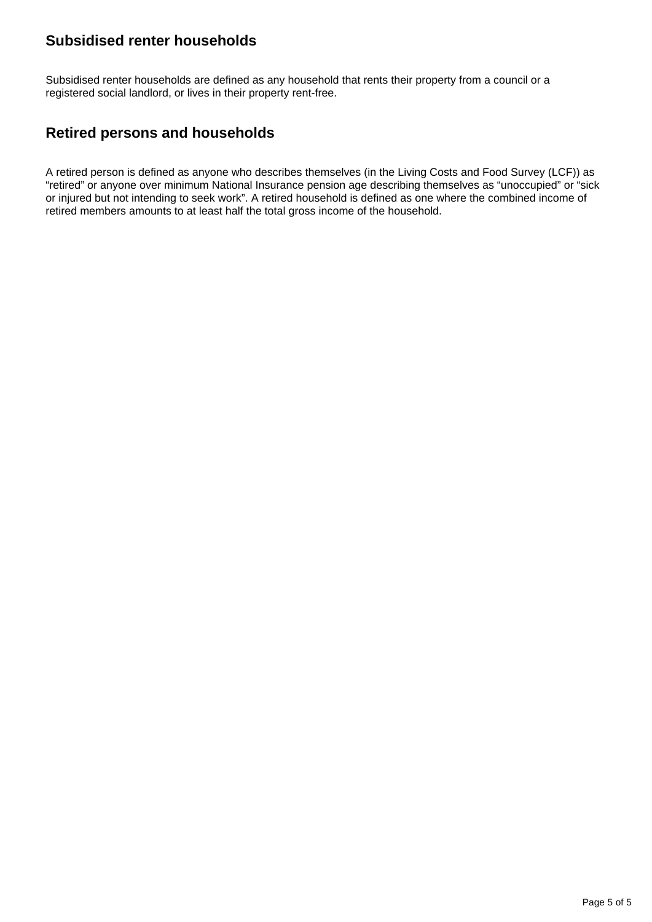## Subsidised renter households

Subsidised renter households are defined as any household that rents their property from a council or a registered social landlord, or lives in their property rent-free.

## Retired persons and households

A retired person is defined as anyone who describes themselves (in the Living Costs and Food Survey (LCF)) as “retired” or anyone over minimum National Insurance pension age describing themselves as “unoccupied” or “sick or injured but not intending to seek work”. A retired household is defined as one where the combined income of retired members amounts to at least half the total gross income of the household.